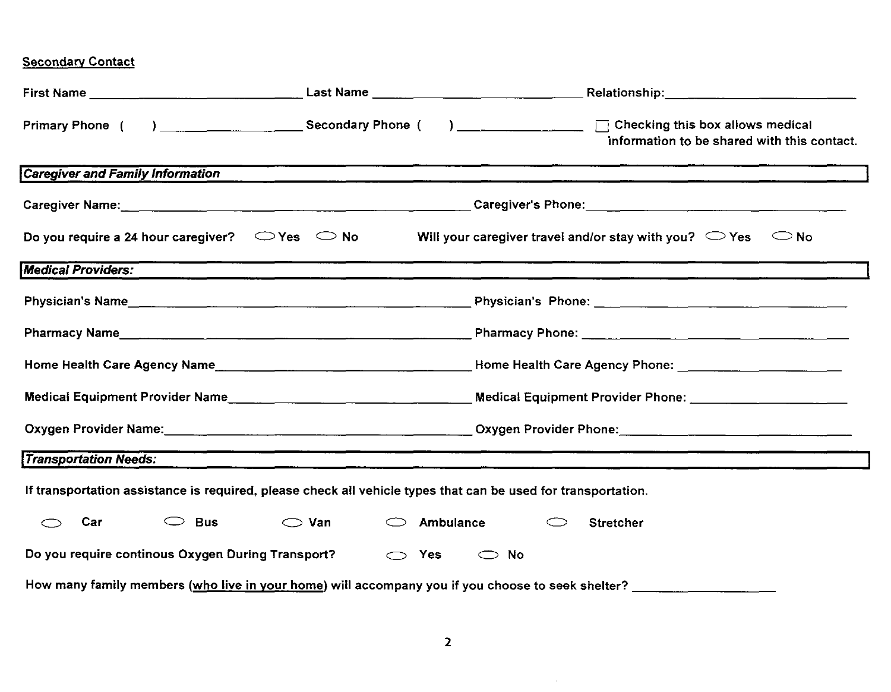<u>Secondary Contact</u>

First Name ____________________ Last Name ____________________ Relationship: ____________________

Primary Phone ( ) ____________________ Secondary Phone ( ) ____________________ ☐ Checking this box allows medical information to be shared with this contact.

## *Caregiver and Family Information*

Caregiver Name: ____________________ Caregiver's Phone: ____________________

Do you require a 24 hour caregiver? ◯ Yes ◯ No    Will your caregiver travel and/or stay with you? ◯ Yes ◯ No

## *Medical Providers:*

Physician's Name ____________________ Physician's Phone: ____________________

Pharmacy Name ____________________ Pharmacy Phone: ____________________

Home Health Care Agency Name ____________________ Home Health Care Agency Phone: ____________________

Medical Equipment Provider Name ____________________ Medical Equipment Provider Phone: ____________________

Oxygen Provider Name: ____________________ Oxygen Provider Phone: ____________________

## *Transportation Needs:*

If transportation assistance is required, please check all vehicle types that can be used for transportation.

◯ Car ◯ Bus ◯ Van ◯ Ambulance ◯ Stretcher

Do you require continous Oxygen During Transport? ◯ Yes ◯ No

How many family members (<u>who live in your home</u>) will accompany you if you choose to seek shelter? ____________________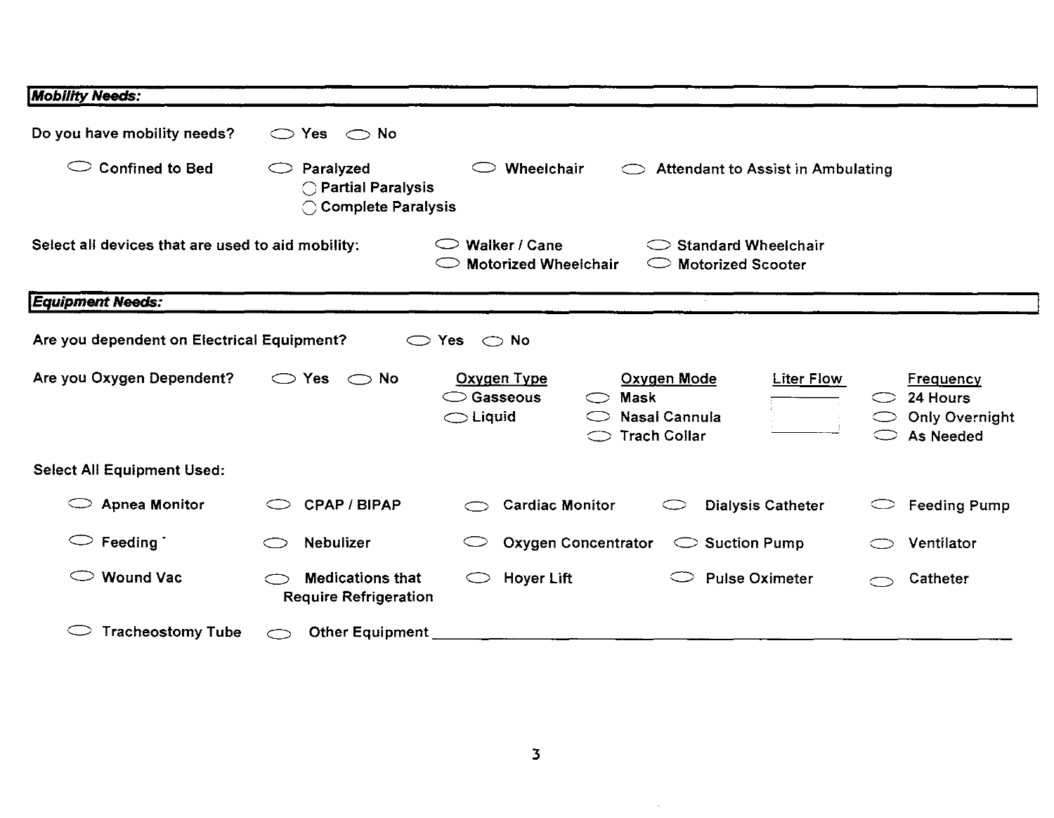## *Mobility Needs:*

Do you have mobility needs? ○ Yes ○ No

○ Confined to Bed ○ Paralyzed ○ Wheelchair ○ Attendant to Assist in Ambulating

- ○ Partial Paralysis
- ○ Complete Paralysis

Select all devices that are used to aid mobility: ○ Walker / Cane ○ Standard Wheelchair ○ Motorized Wheelchair ○ Motorized Scooter

## *Equipment Needs:*

Are you dependent on Electrical Equipment? ○ Yes ○ No

Are you Oxygen Dependent? ○ Yes ○ No

| Oxygen Type | Oxygen Mode | Liter Flow | Frequency |
|---|---|---|---|
| ○ Gasseous | ○ Mask | ______ | ○ 24 Hours |
| ○ Liquid | ○ Nasal Cannula | | ○ Only Overnight |
| | ○ Trach Collar | | ○ As Needed |

Select All Equipment Used:

| | | | | |
|---|---|---|---|---|
| ○ Apnea Monitor | ○ CPAP / BIPAP | ○ Cardiac Monitor | ○ Dialysis Catheter | ○ Feeding Pump |
| ○ Feeding | ○ Nebulizer | ○ Oxygen Concentrator | ○ Suction Pump | ○ Ventilator |
| ○ Wound Vac | ○ Medications that Require Refrigeration | ○ Hoyer Lift | ○ Pulse Oximeter | ○ Catheter |
| ○ Tracheostomy Tube | ○ Other Equipment ______ | | | |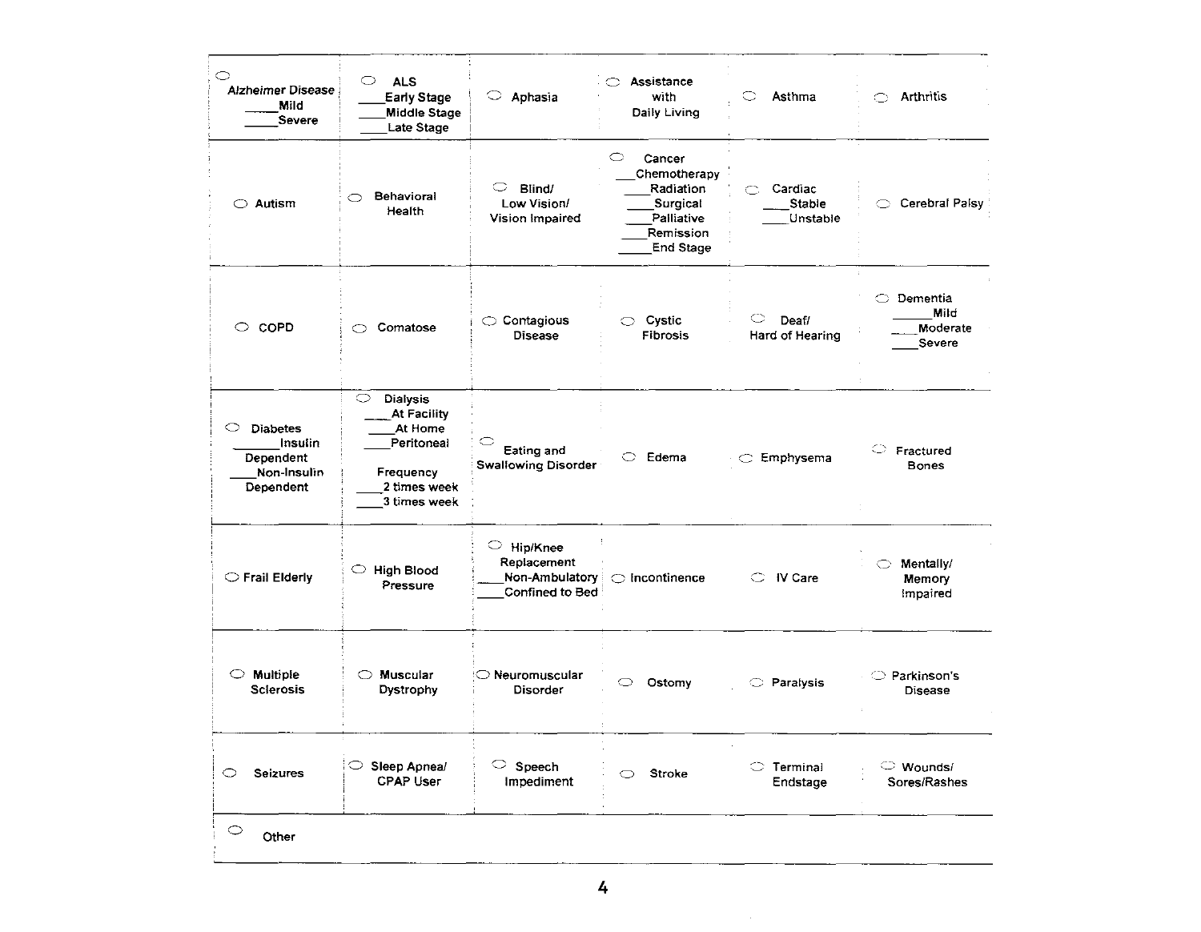| | | | | | |
|---|---|---|---|---|---|
| ○ Alzheimer Disease<br>_____Mild<br>_____Severe | ○ ALS<br>____Early Stage<br>____Middle Stage<br>____Late Stage | ○ Aphasia | ○ Assistance with Daily Living | ○ Asthma | ○ Arthritis |
| ○ Autism | ○ Behavioral Health | ○ Blind/ Low Vision/ Vision Impaired | ○ Cancer<br>___Chemotherapy<br>____Radiation<br>____Surgical<br>____Palliative<br>____Remission<br>_____End Stage | ○ Cardiac<br>____Stable<br>____Unstable | ○ Cerebral Palsy |
| ○ COPD | ○ Comatose | ○ Contagious Disease | ○ Cystic Fibrosis | ○ Deaf/ Hard of Hearing | ○ Dementia<br>______Mild<br>____Moderate<br>____Severe |
| ○ Diabetes<br>_______Insulin Dependent<br>____Non-Insulin Dependent | ○ Dialysis<br>____At Facility<br>____At Home<br>____Peritoneal<br><br>Frequency<br>____2 times week<br>____3 times week | ○ Eating and Swallowing Disorder | ○ Edema | ○ Emphysema | ○ Fractured Bones |
| ○ Frail Elderly | ○ High Blood Pressure | ○ Hip/Knee Replacement<br>____Non-Ambulatory<br>____Confined to Bed | ○ Incontinence | ○ IV Care | ○ Mentally/ Memory Impaired |
| ○ Multiple Sclerosis | ○ Muscular Dystrophy | ○ Neuromuscular Disorder | ○ Ostomy | ○ Paralysis | ○ Parkinson's Disease |
| ○ Seizures | ○ Sleep Apnea/ CPAP User | ○ Speech Impediment | ○ Stroke | ○ Terminal Endstage | ○ Wounds/ Sores/Rashes |
| ○ Other | | | | | |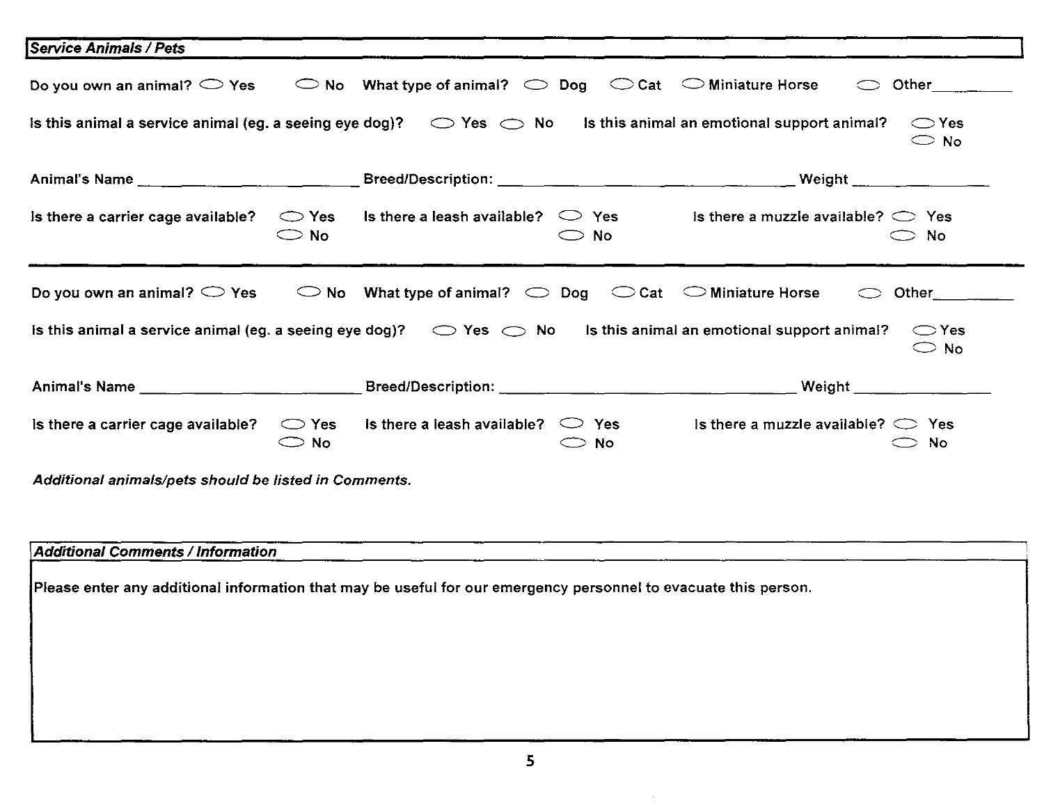## *Service Animals / Pets*

Do you own an animal? ⬭ Yes ⬭ No What type of animal? ⬭ Dog ⬭ Cat ⬭ Miniature Horse ⬭ Other__________

Is this animal a service animal (eg. a seeing eye dog)? ⬭ Yes ⬭ No Is this animal an emotional support animal? ⬭ Yes ⬭ No

Animal's Name ________________________ Breed/Description: ________________________________ Weight _______________

Is there a carrier cage available? ⬭ Yes ⬭ No Is there a leash available? ⬭ Yes ⬭ No Is there a muzzle available? ⬭ Yes ⬭ No

---

Do you own an animal? ⬭ Yes ⬭ No What type of animal? ⬭ Dog ⬭ Cat ⬭ Miniature Horse ⬭ Other__________

Is this animal a service animal (eg. a seeing eye dog)? ⬭ Yes ⬭ No Is this animal an emotional support animal? ⬭ Yes ⬭ No

Animal's Name ________________________ Breed/Description: ________________________________ Weight _______________

Is there a carrier cage available? ⬭ Yes ⬭ No Is there a leash available? ⬭ Yes ⬭ No Is there a muzzle available? ⬭ Yes ⬭ No

***Additional animals/pets should be listed in Comments.***

## *Additional Comments / Information*

Please enter any additional information that may be useful for our emergency personnel to evacuate this person.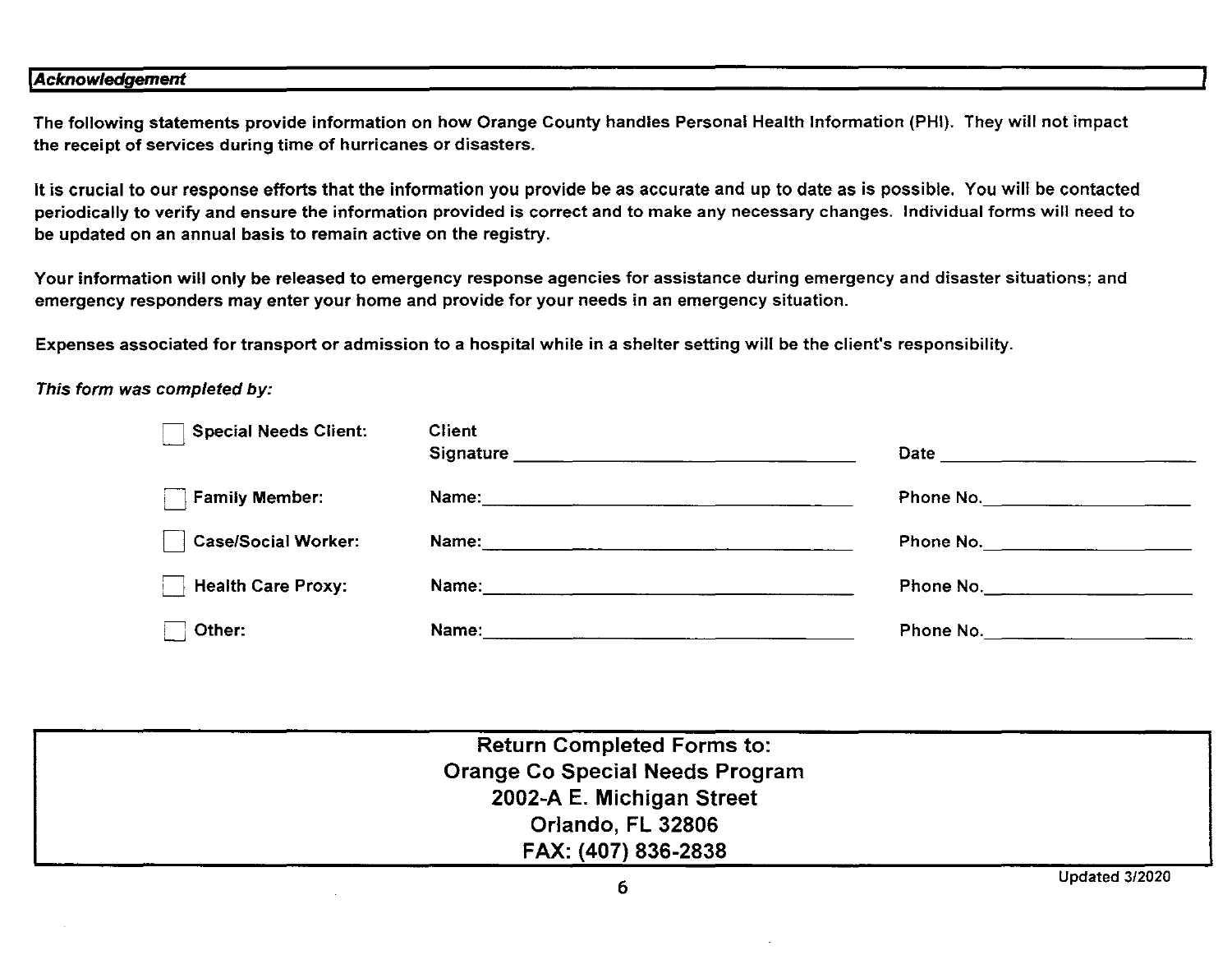***Acknowledgement***

The following statements provide information on how Orange County handles Personal Health Information (PHI). They will not impact the receipt of services during time of hurricanes or disasters.

It is crucial to our response efforts that the information you provide be as accurate and up to date as is possible. You will be contacted periodically to verify and ensure the information provided is correct and to make any necessary changes. Individual forms will need to be updated on an annual basis to remain active on the registry.

Your information will only be released to emergency response agencies for assistance during emergency and disaster situations; and emergency responders may enter your home and provide for your needs in an emergency situation.

Expenses associated for transport or admission to a hospital while in a shelter setting will be the client's responsibility.

*This form was completed by:*

| | | |
|---|---|---|
| ☐ Special Needs Client: | Client Signature ______________________ | Date ______________________ |
| ☐ Family Member: | Name: ______________________ | Phone No. ______________________ |
| ☐ Case/Social Worker: | Name: ______________________ | Phone No. ______________________ |
| ☐ Health Care Proxy: | Name: ______________________ | Phone No. ______________________ |
| ☐ Other: | Name: ______________________ | Phone No. ______________________ |

**Return Completed Forms to:**
**Orange Co Special Needs Program**
**2002-A E. Michigan Street**
**Orlando, FL 32806**
**FAX: (407) 836-2838**

Updated 3/2020